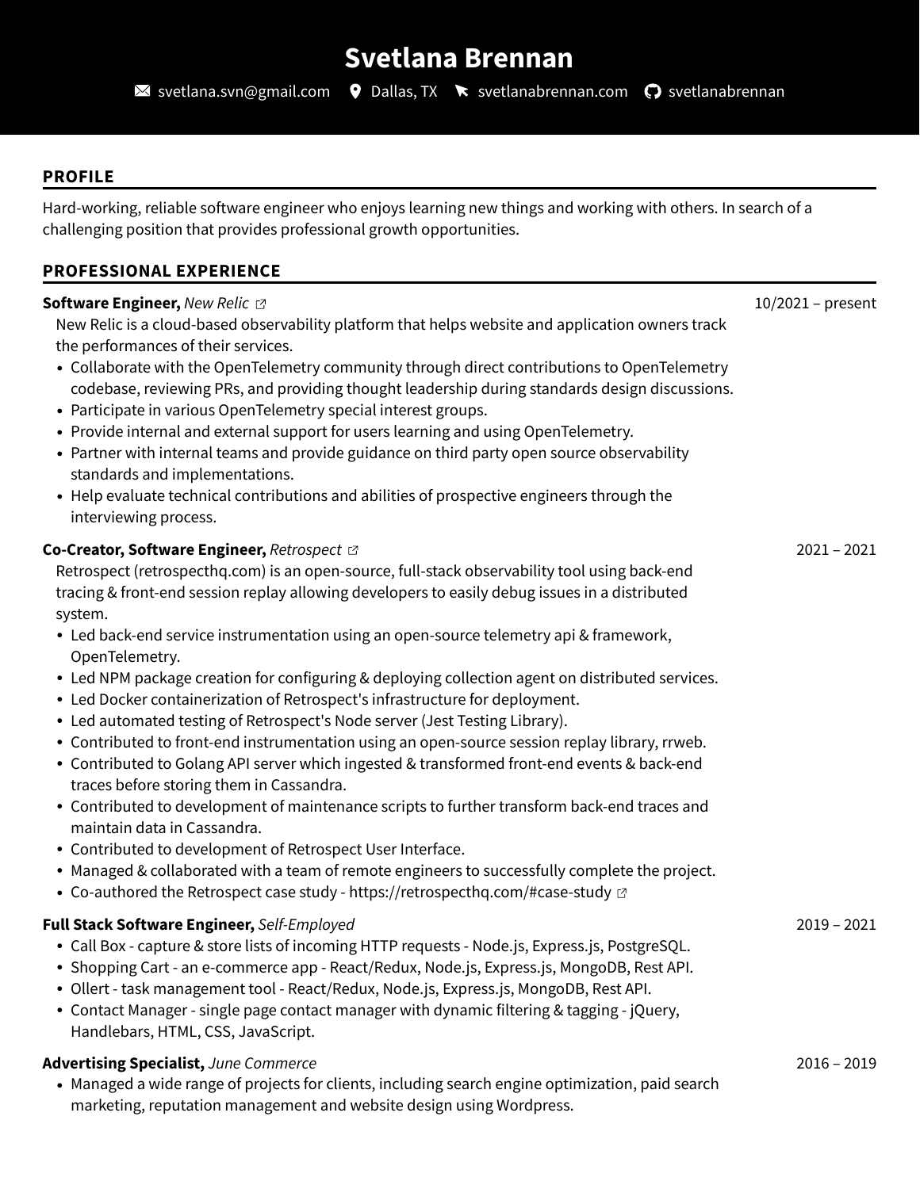# Svetlana Brennan

svetlana.svn@gmail.com | Dallas, TX | svetlanabrennan.com | svetlanabrennan

## PROFILE

Hard-working, reliable software engineer who enjoys learning new things and working with others. In search of a challenging position that provides professional growth opportunities.

## PROFESSIONAL EXPERIENCE

**Software Engineer,** *New Relic* — 10/2021 – present

New Relic is a cloud-based observability platform that helps website and application owners track the performances of their services.

- Collaborate with the OpenTelemetry community through direct contributions to OpenTelemetry codebase, reviewing PRs, and providing thought leadership during standards design discussions.
- Participate in various OpenTelemetry special interest groups.
- Provide internal and external support for users learning and using OpenTelemetry.
- Partner with internal teams and provide guidance on third party open source observability standards and implementations.
- Help evaluate technical contributions and abilities of prospective engineers through the interviewing process.

**Co-Creator, Software Engineer,** *Retrospect* — 2021 – 2021

Retrospect (retrospecthq.com) is an open-source, full-stack observability tool using back-end tracing & front-end session replay allowing developers to easily debug issues in a distributed system.

- Led back-end service instrumentation using an open-source telemetry api & framework, OpenTelemetry.
- Led NPM package creation for configuring & deploying collection agent on distributed services.
- Led Docker containerization of Retrospect's infrastructure for deployment.
- Led automated testing of Retrospect's Node server (Jest Testing Library).
- Contributed to front-end instrumentation using an open-source session replay library, rrweb.
- Contributed to Golang API server which ingested & transformed front-end events & back-end traces before storing them in Cassandra.
- Contributed to development of maintenance scripts to further transform back-end traces and maintain data in Cassandra.
- Contributed to development of Retrospect User Interface.
- Managed & collaborated with a team of remote engineers to successfully complete the project.
- Co-authored the Retrospect case study - https://retrospecthq.com/#case-study

**Full Stack Software Engineer,** *Self-Employed* — 2019 – 2021

- Call Box - capture & store lists of incoming HTTP requests - Node.js, Express.js, PostgreSQL.
- Shopping Cart - an e-commerce app - React/Redux, Node.js, Express.js, MongoDB, Rest API.
- Ollert - task management tool - React/Redux, Node.js, Express.js, MongoDB, Rest API.
- Contact Manager - single page contact manager with dynamic filtering & tagging - jQuery, Handlebars, HTML, CSS, JavaScript.

**Advertising Specialist,** *June Commerce* — 2016 – 2019

- Managed a wide range of projects for clients, including search engine optimization, paid search marketing, reputation management and website design using Wordpress.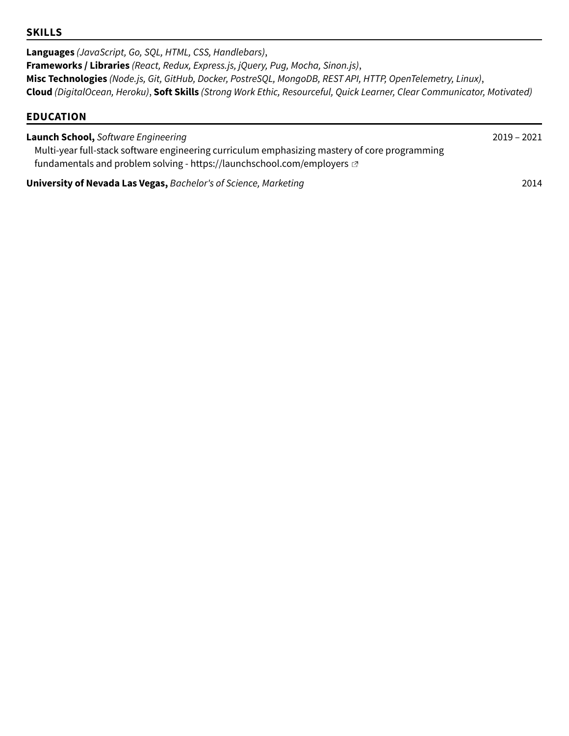## SKILLS

**Languages** *(JavaScript, Go, SQL, HTML, CSS, Handlebars)*,
**Frameworks / Libraries** *(React, Redux, Express.js, jQuery, Pug, Mocha, Sinon.js)*,
**Misc Technologies** *(Node.js, Git, GitHub, Docker, PostreSQL, MongoDB, REST API, HTTP, OpenTelemetry, Linux)*,
**Cloud** *(DigitalOcean, Heroku)*, **Soft Skills** *(Strong Work Ethic, Resourceful, Quick Learner, Clear Communicator, Motivated)*

## EDUCATION

**Launch School,** *Software Engineering* 2019 – 2021

Multi-year full-stack software engineering curriculum emphasizing mastery of core programming fundamentals and problem solving - https://launchschool.com/employers

**University of Nevada Las Vegas,** *Bachelor's of Science, Marketing* 2014